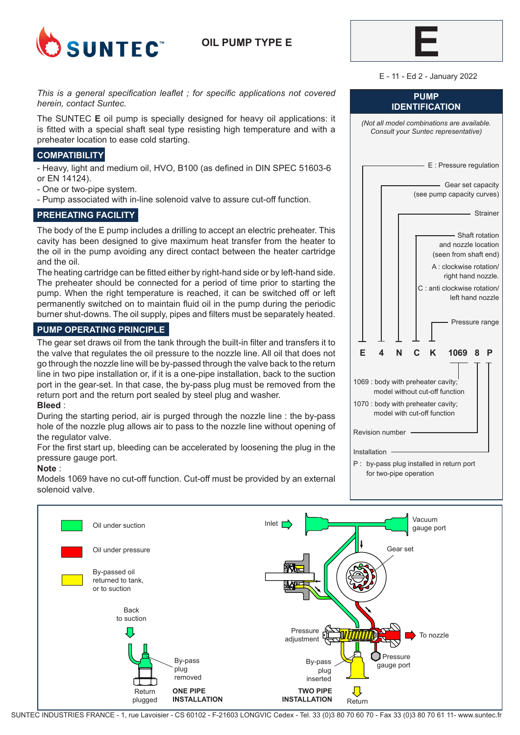# OIL PUMP TYPE E

**E**

E - 11 - Ed 2 - January 2022

*This is a general specification leaflet ; for specific applications not covered herein, contact Suntec.*

The SUNTEC **E** oil pump is specially designed for heavy oil applications: it is fitted with a special shaft seal type resisting high temperature and with a preheater location to ease cold starting.

## COMPATIBILITY

- Heavy, light and medium oil, HVO, B100 (as defined in DIN SPEC 51603-6 or EN 14124).
- One or two-pipe system.
- Pump associated with in-line solenoid valve to assure cut-off function.

## PREHEATING FACILITY

The body of the E pump includes a drilling to accept an electric preheater. This cavity has been designed to give maximum heat transfer from the heater to the oil in the pump avoiding any direct contact between the heater cartridge and the oil.

The heating cartridge can be fitted either by right-hand side or by left-hand side. The preheater should be connected for a period of time prior to starting the pump. When the right temperature is reached, it can be switched off or left permanently switched on to maintain fluid oil in the pump during the periodic burner shut-downs. The oil supply, pipes and filters must be separately heated.

## PUMP OPERATING PRINCIPLE

The gear set draws oil from the tank through the built-in filter and transfers it to the valve that regulates the oil pressure to the nozzle line. All oil that does not go through the nozzle line will be by-passed through the valve back to the return line in two pipe installation or, if it is a one-pipe installation, back to the suction port in the gear-set. In that case, the by-pass plug must be removed from the return port and the return port sealed by steel plug and washer.

**Bleed** :

During the starting period, air is purged through the nozzle line : the by-pass hole of the nozzle plug allows air to pass to the nozzle line without opening of the regulator valve.

For the first start up, bleeding can be accelerated by loosening the plug in the pressure gauge port.

**Note** :

Models 1069 have no cut-off function. Cut-off must be provided by an external solenoid valve.

## PUMP IDENTIFICATION

*(Not all model combinations are available. Consult your Suntec representative)*

**E 4 N C K 1069 8 P**

- E : Pressure regulation
- 4 : Gear set capacity (see pump capacity curves)
- N : Strainer
- C : Shaft rotation and nozzle location (seen from shaft end)
  - A : clockwise rotation/ right hand nozzle.
  - C : anti clockwise rotation/ left hand nozzle
- K : Pressure range
- 1069 :
  - 1069 : body with preheater cavity; model without cut-off function
  - 1070 : body with preheater cavity; model with cut-off function
- 8 : Revision number
- P : Installation
  - P : by-pass plug installed in return port for two-pipe operation

Legend:
- Oil under suction
- Oil under pressure
- By-passed oil returned to tank, or to suction

Diagram labels: Inlet; Vacuum gauge port; Gear set; Pressure adjustment; To nozzle; Pressure gauge port; By-pass plug inserted; Return; Back to suction; By-pass plug removed; Return plugged

**ONE PIPE INSTALLATION** — **TWO PIPE INSTALLATION**

SUNTEC INDUSTRIES FRANCE - 1, rue Lavoisier - CS 60102 - F-21603 LONGVIC Cedex - Tel. 33 (0)3 80 70 60 70 - Fax 33 (0)3 80 70 61 11- www.suntec.fr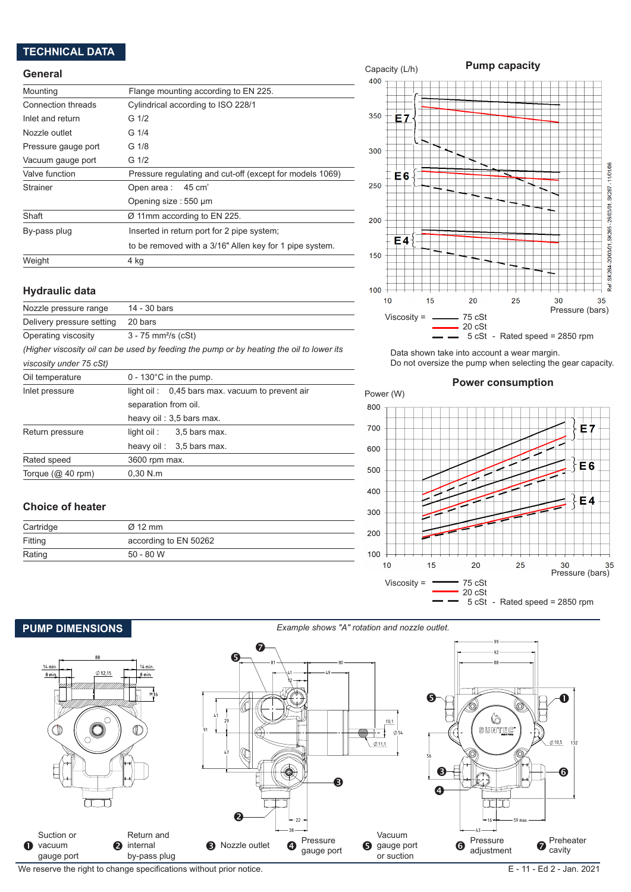# TECHNICAL DATA

## General

| | |
|---|---|
| Mounting | Flange mounting according to EN 225. |
| Connection threads | Cylindrical according to ISO 228/1 |
| Inlet and return | G 1/2 |
| Nozzle outlet | G 1/4 |
| Pressure gauge port | G 1/8 |
| Vacuum gauge port | G 1/2 |
| Valve function | Pressure regulating and cut-off (except for models 1069) |
| Strainer | Open area : 45 cm² |
| | Opening size : 550 µm |
| Shaft | Ø 11mm according to EN 225. |
| By-pass plug | Inserted in return port for 2 pipe system; |
| | to be removed with a 3/16" Allen key for 1 pipe system. |
| Weight | 4 kg |

## Hydraulic data

| | |
|---|---|
| Nozzle pressure range | 14 - 30 bars |
| Delivery pressure setting | 20 bars |
| Operating viscosity | 3 - 75 mm²/s (cSt) |

*(Higher viscosity oil can be used by feeding the pump or by heating the oil to lower its viscosity under 75 cSt)*

| | |
|---|---|
| Oil temperature | 0 - 130°C in the pump. |
| Inlet pressure | light oil : 0,45 bars max. vacuum to prevent air separation from oil. |
| | heavy oil : 3,5 bars max. |
| Return pressure | light oil : 3,5 bars max. |
| | heavy oil : 3,5 bars max. |
| Rated speed | 3600 rpm max. |
| Torque (@ 40 rpm) | 0,30 N.m |

## Choice of heater

| | |
|---|---|
| Cartridge | Ø 12 mm |
| Fitting | according to EN 50262 |
| Rating | 50 - 80 W |

## Pump capacity

Capacity (L/h)

400
350
300
250
200
150
100

E7
E6
E4

10 15 20 25 30 35
Pressure (bars)

Viscosity = 75 cSt
20 cSt
5 cSt - Rated speed = 2850 rpm

Data shown take into account a wear margin.
Do not oversize the pump when selecting the gear capacity.

## Power consumption

Power (W)

800
700
600
500
400
300
200
100

E7
E6
E4

10 15 20 25 30 35
Pressure (bars)

Viscosity = 75 cSt
20 cSt
5 cSt - Rated speed = 2850 rpm

# PUMP DIMENSIONS

*Example shows "A" rotation and nozzle outlet.*

1. Suction or vacuum gauge port
2. Return and internal by-pass plug
3. Nozzle outlet
4. Pressure gauge port
5. Vacuum gauge port or suction
6. Pressure adjustment
7. Preheater cavity

We reserve the right to change specifications without prior notice.

E - 11 - Ed 2 - Jan. 2021